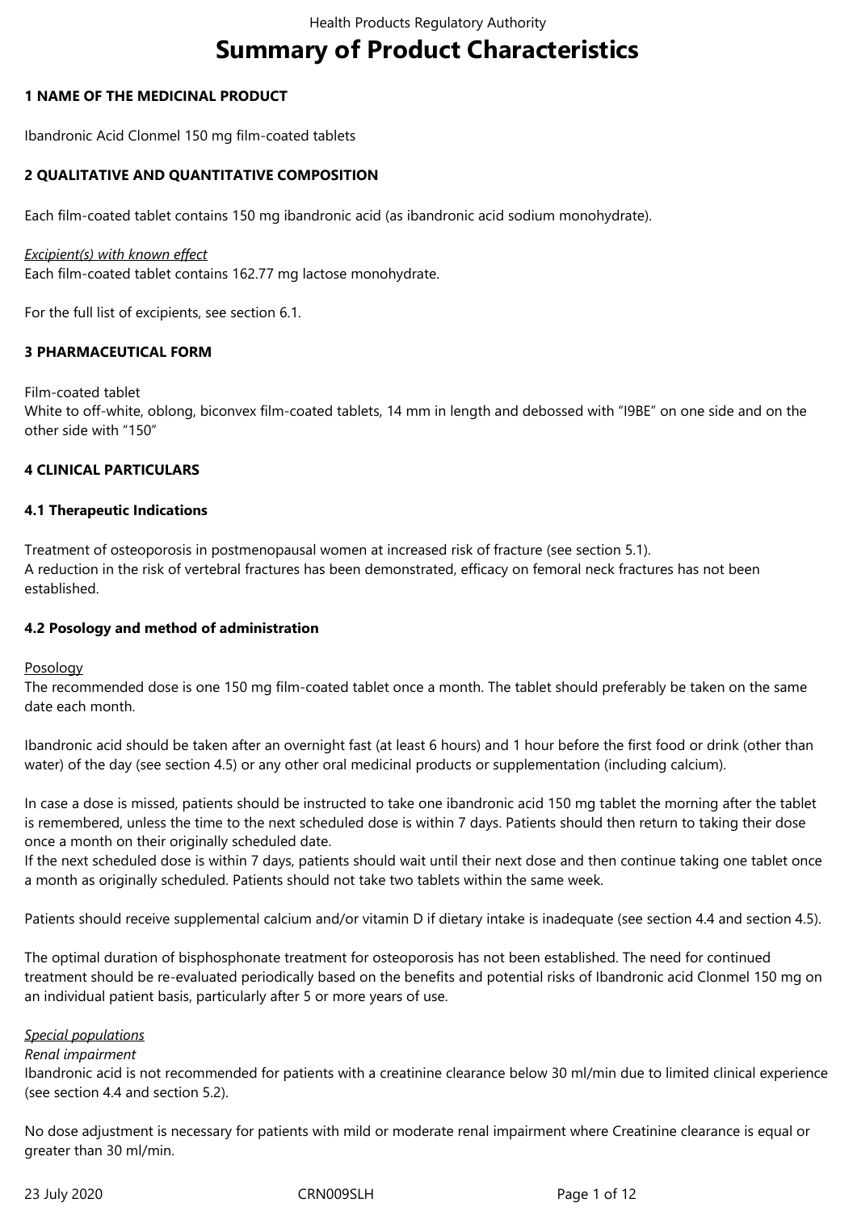# Summary of Product Characteristics

## 1 NAME OF THE MEDICINAL PRODUCT

Ibandronic Acid Clonmel 150 mg film-coated tablets

## 2 QUALITATIVE AND QUANTITATIVE COMPOSITION

Each film-coated tablet contains 150 mg ibandronic acid (as ibandronic acid sodium monohydrate).

*Excipient(s) with known effect*
Each film-coated tablet contains 162.77 mg lactose monohydrate.

For the full list of excipients, see section 6.1.

## 3 PHARMACEUTICAL FORM

Film-coated tablet
White to off-white, oblong, biconvex film-coated tablets, 14 mm in length and debossed with "I9BE" on one side and on the other side with "150"

## 4 CLINICAL PARTICULARS

### 4.1 Therapeutic Indications

Treatment of osteoporosis in postmenopausal women at increased risk of fracture (see section 5.1).
A reduction in the risk of vertebral fractures has been demonstrated, efficacy on femoral neck fractures has not been established.

### 4.2 Posology and method of administration

Posology
The recommended dose is one 150 mg film-coated tablet once a month. The tablet should preferably be taken on the same date each month.

Ibandronic acid should be taken after an overnight fast (at least 6 hours) and 1 hour before the first food or drink (other than water) of the day (see section 4.5) or any other oral medicinal products or supplementation (including calcium).

In case a dose is missed, patients should be instructed to take one ibandronic acid 150 mg tablet the morning after the tablet is remembered, unless the time to the next scheduled dose is within 7 days. Patients should then return to taking their dose once a month on their originally scheduled date.
If the next scheduled dose is within 7 days, patients should wait until their next dose and then continue taking one tablet once a month as originally scheduled. Patients should not take two tablets within the same week.

Patients should receive supplemental calcium and/or vitamin D if dietary intake is inadequate (see section 4.4 and section 4.5).

The optimal duration of bisphosphonate treatment for osteoporosis has not been established. The need for continued treatment should be re-evaluated periodically based on the benefits and potential risks of Ibandronic acid Clonmel 150 mg on an individual patient basis, particularly after 5 or more years of use.

*Special populations*
*Renal impairment*
Ibandronic acid is not recommended for patients with a creatinine clearance below 30 ml/min due to limited clinical experience (see section 4.4 and section 5.2).

No dose adjustment is necessary for patients with mild or moderate renal impairment where Creatinine clearance is equal or greater than 30 ml/min.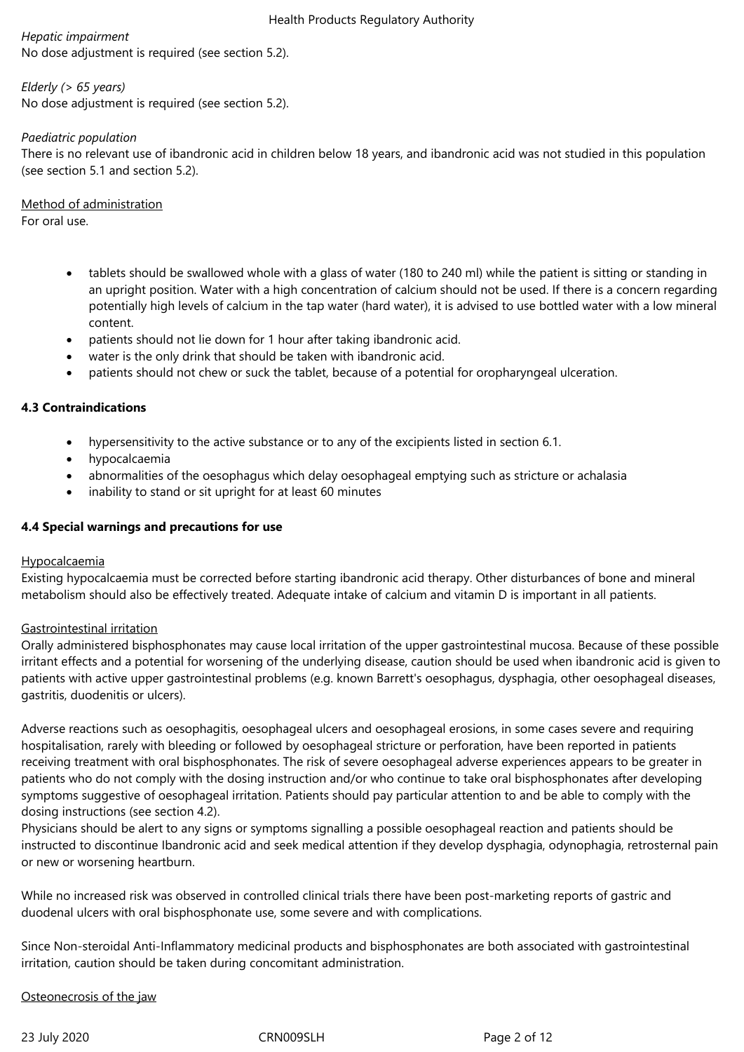*Hepatic impairment*
No dose adjustment is required (see section 5.2).

*Elderly (> 65 years)*
No dose adjustment is required (see section 5.2).

*Paediatric population*
There is no relevant use of ibandronic acid in children below 18 years, and ibandronic acid was not studied in this population (see section 5.1 and section 5.2).

Method of administration
For oral use.

- tablets should be swallowed whole with a glass of water (180 to 240 ml) while the patient is sitting or standing in an upright position. Water with a high concentration of calcium should not be used. If there is a concern regarding potentially high levels of calcium in the tap water (hard water), it is advised to use bottled water with a low mineral content.
- patients should not lie down for 1 hour after taking ibandronic acid.
- water is the only drink that should be taken with ibandronic acid.
- patients should not chew or suck the tablet, because of a potential for oropharyngeal ulceration.

**4.3 Contraindications**

- hypersensitivity to the active substance or to any of the excipients listed in section 6.1.
- hypocalcaemia
- abnormalities of the oesophagus which delay oesophageal emptying such as stricture or achalasia
- inability to stand or sit upright for at least 60 minutes

**4.4 Special warnings and precautions for use**

Hypocalcaemia
Existing hypocalcaemia must be corrected before starting ibandronic acid therapy. Other disturbances of bone and mineral metabolism should also be effectively treated. Adequate intake of calcium and vitamin D is important in all patients.

Gastrointestinal irritation
Orally administered bisphosphonates may cause local irritation of the upper gastrointestinal mucosa. Because of these possible irritant effects and a potential for worsening of the underlying disease, caution should be used when ibandronic acid is given to patients with active upper gastrointestinal problems (e.g. known Barrett's oesophagus, dysphagia, other oesophageal diseases, gastritis, duodenitis or ulcers).

Adverse reactions such as oesophagitis, oesophageal ulcers and oesophageal erosions, in some cases severe and requiring hospitalisation, rarely with bleeding or followed by oesophageal stricture or perforation, have been reported in patients receiving treatment with oral bisphosphonates. The risk of severe oesophageal adverse experiences appears to be greater in patients who do not comply with the dosing instruction and/or who continue to take oral bisphosphonates after developing symptoms suggestive of oesophageal irritation. Patients should pay particular attention to and be able to comply with the dosing instructions (see section 4.2).
Physicians should be alert to any signs or symptoms signalling a possible oesophageal reaction and patients should be instructed to discontinue Ibandronic acid and seek medical attention if they develop dysphagia, odynophagia, retrosternal pain or new or worsening heartburn.

While no increased risk was observed in controlled clinical trials there have been post-marketing reports of gastric and duodenal ulcers with oral bisphosphonate use, some severe and with complications.

Since Non-steroidal Anti-Inflammatory medicinal products and bisphosphonates are both associated with gastrointestinal irritation, caution should be taken during concomitant administration.

Osteonecrosis of the jaw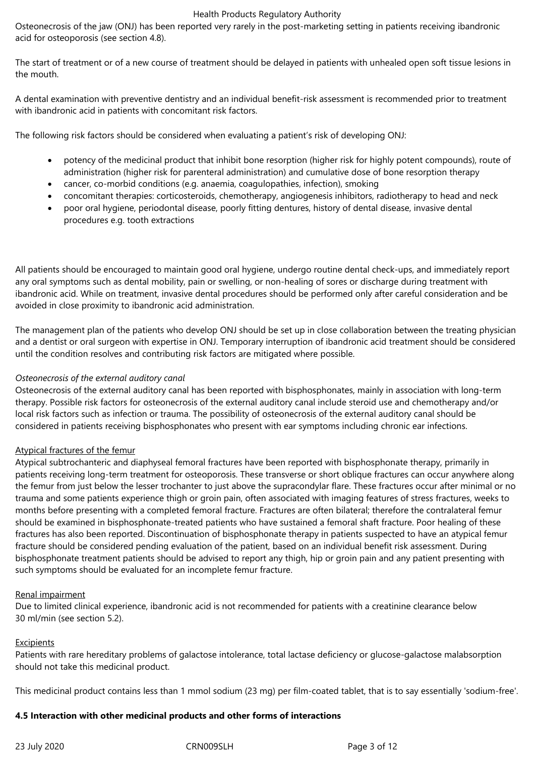Osteonecrosis of the jaw (ONJ) has been reported very rarely in the post-marketing setting in patients receiving ibandronic acid for osteoporosis (see section 4.8).

The start of treatment or of a new course of treatment should be delayed in patients with unhealed open soft tissue lesions in the mouth.

A dental examination with preventive dentistry and an individual benefit-risk assessment is recommended prior to treatment with ibandronic acid in patients with concomitant risk factors.

The following risk factors should be considered when evaluating a patient's risk of developing ONJ:

- potency of the medicinal product that inhibit bone resorption (higher risk for highly potent compounds), route of administration (higher risk for parenteral administration) and cumulative dose of bone resorption therapy
- cancer, co-morbid conditions (e.g. anaemia, coagulopathies, infection), smoking
- concomitant therapies: corticosteroids, chemotherapy, angiogenesis inhibitors, radiotherapy to head and neck
- poor oral hygiene, periodontal disease, poorly fitting dentures, history of dental disease, invasive dental procedures e.g. tooth extractions

All patients should be encouraged to maintain good oral hygiene, undergo routine dental check-ups, and immediately report any oral symptoms such as dental mobility, pain or swelling, or non-healing of sores or discharge during treatment with ibandronic acid. While on treatment, invasive dental procedures should be performed only after careful consideration and be avoided in close proximity to ibandronic acid administration.

The management plan of the patients who develop ONJ should be set up in close collaboration between the treating physician and a dentist or oral surgeon with expertise in ONJ. Temporary interruption of ibandronic acid treatment should be considered until the condition resolves and contributing risk factors are mitigated where possible.

*Osteonecrosis of the external auditory canal*

Osteonecrosis of the external auditory canal has been reported with bisphosphonates, mainly in association with long-term therapy. Possible risk factors for osteonecrosis of the external auditory canal include steroid use and chemotherapy and/or local risk factors such as infection or trauma. The possibility of osteonecrosis of the external auditory canal should be considered in patients receiving bisphosphonates who present with ear symptoms including chronic ear infections.

Atypical fractures of the femur

Atypical subtrochanteric and diaphyseal femoral fractures have been reported with bisphosphonate therapy, primarily in patients receiving long-term treatment for osteoporosis. These transverse or short oblique fractures can occur anywhere along the femur from just below the lesser trochanter to just above the supracondylar flare. These fractures occur after minimal or no trauma and some patients experience thigh or groin pain, often associated with imaging features of stress fractures, weeks to months before presenting with a completed femoral fracture. Fractures are often bilateral; therefore the contralateral femur should be examined in bisphosphonate-treated patients who have sustained a femoral shaft fracture. Poor healing of these fractures has also been reported. Discontinuation of bisphosphonate therapy in patients suspected to have an atypical femur fracture should be considered pending evaluation of the patient, based on an individual benefit risk assessment. During bisphosphonate treatment patients should be advised to report any thigh, hip or groin pain and any patient presenting with such symptoms should be evaluated for an incomplete femur fracture.

Renal impairment

Due to limited clinical experience, ibandronic acid is not recommended for patients with a creatinine clearance below 30 ml/min (see section 5.2).

Excipients

Patients with rare hereditary problems of galactose intolerance, total lactase deficiency or glucose-galactose malabsorption should not take this medicinal product.

This medicinal product contains less than 1 mmol sodium (23 mg) per film-coated tablet, that is to say essentially 'sodium-free'.

**4.5 Interaction with other medicinal products and other forms of interactions**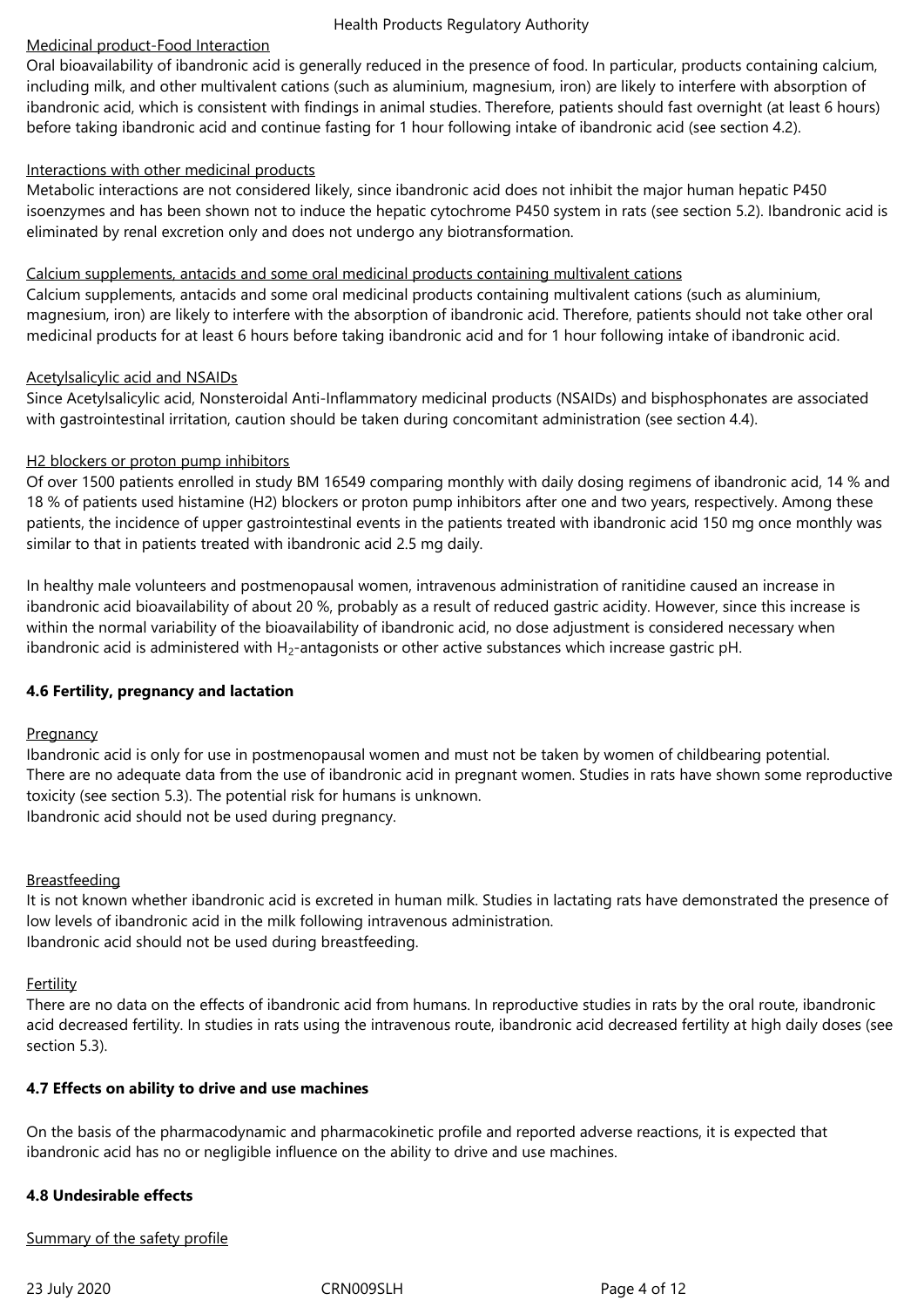Medicinal product-Food Interaction

Oral bioavailability of ibandronic acid is generally reduced in the presence of food. In particular, products containing calcium, including milk, and other multivalent cations (such as aluminium, magnesium, iron) are likely to interfere with absorption of ibandronic acid, which is consistent with findings in animal studies. Therefore, patients should fast overnight (at least 6 hours) before taking ibandronic acid and continue fasting for 1 hour following intake of ibandronic acid (see section 4.2).

Interactions with other medicinal products

Metabolic interactions are not considered likely, since ibandronic acid does not inhibit the major human hepatic P450 isoenzymes and has been shown not to induce the hepatic cytochrome P450 system in rats (see section 5.2). Ibandronic acid is eliminated by renal excretion only and does not undergo any biotransformation.

Calcium supplements, antacids and some oral medicinal products containing multivalent cations

Calcium supplements, antacids and some oral medicinal products containing multivalent cations (such as aluminium, magnesium, iron) are likely to interfere with the absorption of ibandronic acid. Therefore, patients should not take other oral medicinal products for at least 6 hours before taking ibandronic acid and for 1 hour following intake of ibandronic acid.

Acetylsalicylic acid and NSAIDs

Since Acetylsalicylic acid, Nonsteroidal Anti-Inflammatory medicinal products (NSAIDs) and bisphosphonates are associated with gastrointestinal irritation, caution should be taken during concomitant administration (see section 4.4).

H2 blockers or proton pump inhibitors

Of over 1500 patients enrolled in study BM 16549 comparing monthly with daily dosing regimens of ibandronic acid, 14 % and 18 % of patients used histamine (H2) blockers or proton pump inhibitors after one and two years, respectively. Among these patients, the incidence of upper gastrointestinal events in the patients treated with ibandronic acid 150 mg once monthly was similar to that in patients treated with ibandronic acid 2.5 mg daily.

In healthy male volunteers and postmenopausal women, intravenous administration of ranitidine caused an increase in ibandronic acid bioavailability of about 20 %, probably as a result of reduced gastric acidity. However, since this increase is within the normal variability of the bioavailability of ibandronic acid, no dose adjustment is considered necessary when ibandronic acid is administered with $H_2$-antagonists or other active substances which increase gastric pH.

**4.6 Fertility, pregnancy and lactation**

Pregnancy

Ibandronic acid is only for use in postmenopausal women and must not be taken by women of childbearing potential.
There are no adequate data from the use of ibandronic acid in pregnant women. Studies in rats have shown some reproductive toxicity (see section 5.3). The potential risk for humans is unknown.
Ibandronic acid should not be used during pregnancy.

Breastfeeding

It is not known whether ibandronic acid is excreted in human milk. Studies in lactating rats have demonstrated the presence of low levels of ibandronic acid in the milk following intravenous administration.
Ibandronic acid should not be used during breastfeeding.

Fertility

There are no data on the effects of ibandronic acid from humans. In reproductive studies in rats by the oral route, ibandronic acid decreased fertility. In studies in rats using the intravenous route, ibandronic acid decreased fertility at high daily doses (see section 5.3).

**4.7 Effects on ability to drive and use machines**

On the basis of the pharmacodynamic and pharmacokinetic profile and reported adverse reactions, it is expected that ibandronic acid has no or negligible influence on the ability to drive and use machines.

**4.8 Undesirable effects**

Summary of the safety profile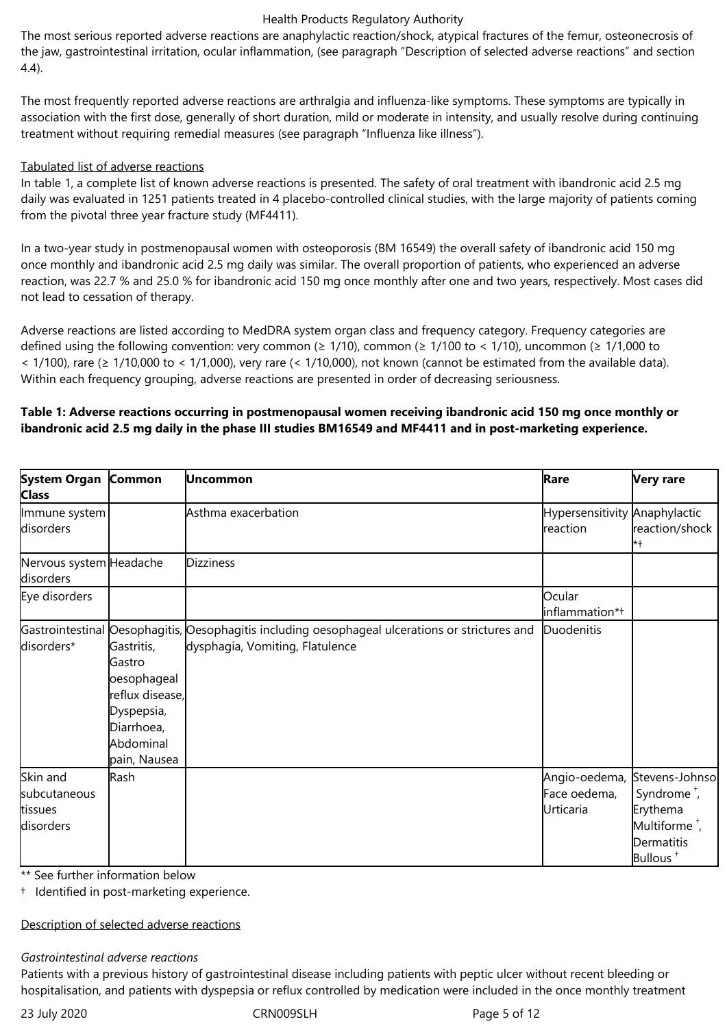The most serious reported adverse reactions are anaphylactic reaction/shock, atypical fractures of the femur, osteonecrosis of the jaw, gastrointestinal irritation, ocular inflammation, (see paragraph "Description of selected adverse reactions" and section 4.4).

The most frequently reported adverse reactions are arthralgia and influenza-like symptoms. These symptoms are typically in association with the first dose, generally of short duration, mild or moderate in intensity, and usually resolve during continuing treatment without requiring remedial measures (see paragraph "Influenza like illness").

Tabulated list of adverse reactions

In table 1, a complete list of known adverse reactions is presented. The safety of oral treatment with ibandronic acid 2.5 mg daily was evaluated in 1251 patients treated in 4 placebo-controlled clinical studies, with the large majority of patients coming from the pivotal three year fracture study (MF4411).

In a two-year study in postmenopausal women with osteoporosis (BM 16549) the overall safety of ibandronic acid 150 mg once monthly and ibandronic acid 2.5 mg daily was similar. The overall proportion of patients, who experienced an adverse reaction, was 22.7 % and 25.0 % for ibandronic acid 150 mg once monthly after one and two years, respectively. Most cases did not lead to cessation of therapy.

Adverse reactions are listed according to MedDRA system organ class and frequency category. Frequency categories are defined using the following convention: very common (≥ 1/10), common (≥ 1/100 to < 1/10), uncommon (≥ 1/1,000 to < 1/100), rare (≥ 1/10,000 to < 1/1,000), very rare (< 1/10,000), not known (cannot be estimated from the available data). Within each frequency grouping, adverse reactions are presented in order of decreasing seriousness.

**Table 1: Adverse reactions occurring in postmenopausal women receiving ibandronic acid 150 mg once monthly or ibandronic acid 2.5 mg daily in the phase III studies BM16549 and MF4411 and in post-marketing experience.**

| System Organ Class | Common | Uncommon | Rare | Very rare |
|---|---|---|---|---|
| Immune system disorders | | Asthma exacerbation | Hypersensitivity reaction | Anaphylactic reaction/shock *† |
| Nervous system disorders | Headache | Dizziness | | |
| Eye disorders | | | Ocular inflammation*† | |
| Gastrointestinal disorders* | Oesophagitis, Gastritis, Gastro oesophageal reflux disease, Dyspepsia, Diarrhoea, Abdominal pain, Nausea | Oesophagitis including oesophageal ulcerations or strictures and dysphagia, Vomiting, Flatulence | Duodenitis | |
| Skin and subcutaneous tissues disorders | Rash | | Angio-oedema, Face oedema, Urticaria | Stevens-Johnson Syndrome †, Erythema Multiforme †, Dermatitis Bullous † |

** See further information below

† Identified in post-marketing experience.

Description of selected adverse reactions

*Gastrointestinal adverse reactions*

Patients with a previous history of gastrointestinal disease including patients with peptic ulcer without recent bleeding or hospitalisation, and patients with dyspepsia or reflux controlled by medication were included in the once monthly treatment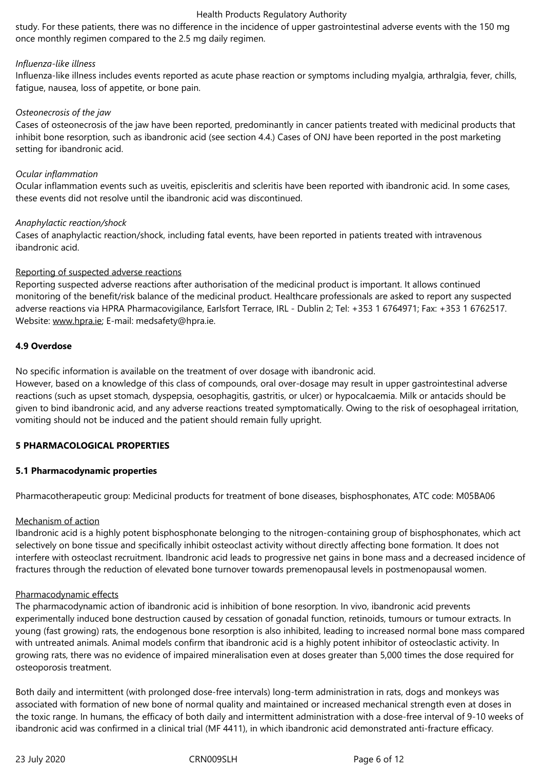study. For these patients, there was no difference in the incidence of upper gastrointestinal adverse events with the 150 mg once monthly regimen compared to the 2.5 mg daily regimen.

*Influenza-like illness*

Influenza-like illness includes events reported as acute phase reaction or symptoms including myalgia, arthralgia, fever, chills, fatigue, nausea, loss of appetite, or bone pain.

*Osteonecrosis of the jaw*

Cases of osteonecrosis of the jaw have been reported, predominantly in cancer patients treated with medicinal products that inhibit bone resorption, such as ibandronic acid (see section 4.4.) Cases of ONJ have been reported in the post marketing setting for ibandronic acid.

*Ocular inflammation*

Ocular inflammation events such as uveitis, episcleritis and scleritis have been reported with ibandronic acid. In some cases, these events did not resolve until the ibandronic acid was discontinued.

*Anaphylactic reaction/shock*

Cases of anaphylactic reaction/shock, including fatal events, have been reported in patients treated with intravenous ibandronic acid.

Reporting of suspected adverse reactions

Reporting suspected adverse reactions after authorisation of the medicinal product is important. It allows continued monitoring of the benefit/risk balance of the medicinal product. Healthcare professionals are asked to report any suspected adverse reactions via HPRA Pharmacovigilance, Earlsfort Terrace, IRL - Dublin 2; Tel: +353 1 6764971; Fax: +353 1 6762517. Website: www.hpra.ie; E-mail: medsafety@hpra.ie.

## 4.9 Overdose

No specific information is available on the treatment of over dosage with ibandronic acid.
However, based on a knowledge of this class of compounds, oral over-dosage may result in upper gastrointestinal adverse reactions (such as upset stomach, dyspepsia, oesophagitis, gastritis, or ulcer) or hypocalcaemia. Milk or antacids should be given to bind ibandronic acid, and any adverse reactions treated symptomatically. Owing to the risk of oesophageal irritation, vomiting should not be induced and the patient should remain fully upright.

# 5 PHARMACOLOGICAL PROPERTIES

## 5.1 Pharmacodynamic properties

Pharmacotherapeutic group: Medicinal products for treatment of bone diseases, bisphosphonates, ATC code: M05BA06

Mechanism of action

Ibandronic acid is a highly potent bisphosphonate belonging to the nitrogen-containing group of bisphosphonates, which act selectively on bone tissue and specifically inhibit osteoclast activity without directly affecting bone formation. It does not interfere with osteoclast recruitment. Ibandronic acid leads to progressive net gains in bone mass and a decreased incidence of fractures through the reduction of elevated bone turnover towards premenopausal levels in postmenopausal women.

Pharmacodynamic effects

The pharmacodynamic action of ibandronic acid is inhibition of bone resorption. In vivo, ibandronic acid prevents experimentally induced bone destruction caused by cessation of gonadal function, retinoids, tumours or tumour extracts. In young (fast growing) rats, the endogenous bone resorption is also inhibited, leading to increased normal bone mass compared with untreated animals. Animal models confirm that ibandronic acid is a highly potent inhibitor of osteoclastic activity. In growing rats, there was no evidence of impaired mineralisation even at doses greater than 5,000 times the dose required for osteoporosis treatment.

Both daily and intermittent (with prolonged dose-free intervals) long-term administration in rats, dogs and monkeys was associated with formation of new bone of normal quality and maintained or increased mechanical strength even at doses in the toxic range. In humans, the efficacy of both daily and intermittent administration with a dose-free interval of 9-10 weeks of ibandronic acid was confirmed in a clinical trial (MF 4411), in which ibandronic acid demonstrated anti-fracture efficacy.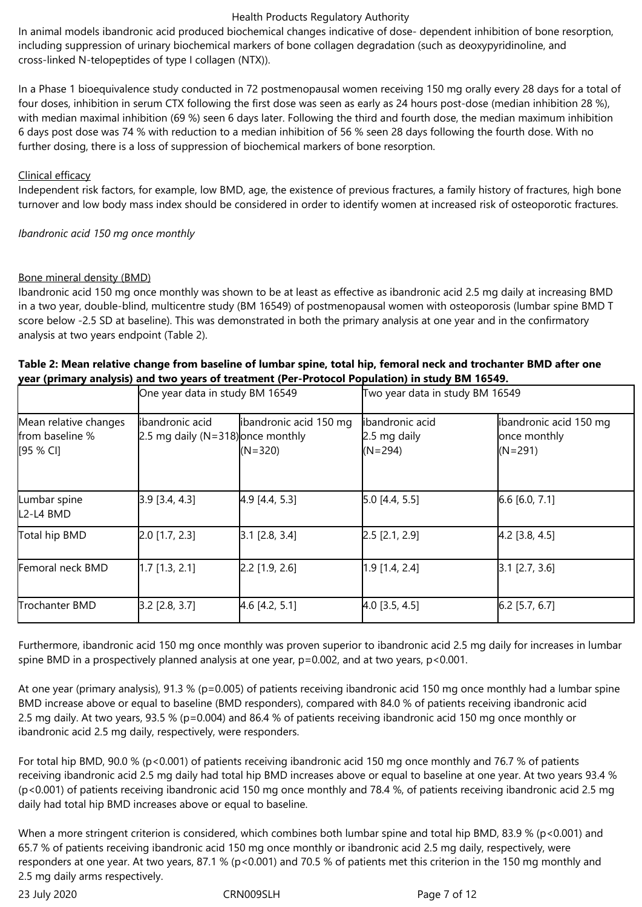In animal models ibandronic acid produced biochemical changes indicative of dose- dependent inhibition of bone resorption, including suppression of urinary biochemical markers of bone collagen degradation (such as deoxypyridinoline, and cross-linked N-telopeptides of type I collagen (NTX)).

In a Phase 1 bioequivalence study conducted in 72 postmenopausal women receiving 150 mg orally every 28 days for a total of four doses, inhibition in serum CTX following the first dose was seen as early as 24 hours post-dose (median inhibition 28 %), with median maximal inhibition (69 %) seen 6 days later. Following the third and fourth dose, the median maximum inhibition 6 days post dose was 74 % with reduction to a median inhibition of 56 % seen 28 days following the fourth dose. With no further dosing, there is a loss of suppression of biochemical markers of bone resorption.

Clinical efficacy

Independent risk factors, for example, low BMD, age, the existence of previous fractures, a family history of fractures, high bone turnover and low body mass index should be considered in order to identify women at increased risk of osteoporotic fractures.

*Ibandronic acid 150 mg once monthly*

Bone mineral density (BMD)

Ibandronic acid 150 mg once monthly was shown to be at least as effective as ibandronic acid 2.5 mg daily at increasing BMD in a two year, double-blind, multicentre study (BM 16549) of postmenopausal women with osteoporosis (lumbar spine BMD T score below -2.5 SD at baseline). This was demonstrated in both the primary analysis at one year and in the confirmatory analysis at two years endpoint (Table 2).

**Table 2: Mean relative change from baseline of lumbar spine, total hip, femoral neck and trochanter BMD after one year (primary analysis) and two years of treatment (Per-Protocol Population) in study BM 16549.**

| | One year data in study BM 16549 | | Two year data in study BM 16549 | |
|---|---|---|---|---|
| Mean relative changes from baseline % [95 % CI] | ibandronic acid 2.5 mg daily (N=318) | ibandronic acid 150 mg once monthly (N=320) | ibandronic acid 2.5 mg daily (N=294) | ibandronic acid 150 mg once monthly (N=291) |
| Lumbar spine L2-L4 BMD | 3.9 [3.4, 4.3] | 4.9 [4.4, 5.3] | 5.0 [4.4, 5.5] | 6.6 [6.0, 7.1] |
| Total hip BMD | 2.0 [1.7, 2.3] | 3.1 [2.8, 3.4] | 2.5 [2.1, 2.9] | 4.2 [3.8, 4.5] |
| Femoral neck BMD | 1.7 [1.3, 2.1] | 2.2 [1.9, 2.6] | 1.9 [1.4, 2.4] | 3.1 [2.7, 3.6] |
| Trochanter BMD | 3.2 [2.8, 3.7] | 4.6 [4.2, 5.1] | 4.0 [3.5, 4.5] | 6.2 [5.7, 6.7] |

Furthermore, ibandronic acid 150 mg once monthly was proven superior to ibandronic acid 2.5 mg daily for increases in lumbar spine BMD in a prospectively planned analysis at one year, $p=0.002$, and at two years, $p<0.001$.

At one year (primary analysis), 91.3 % ($p=0.005$) of patients receiving ibandronic acid 150 mg once monthly had a lumbar spine BMD increase above or equal to baseline (BMD responders), compared with 84.0 % of patients receiving ibandronic acid 2.5 mg daily. At two years, 93.5 % ($p=0.004$) and 86.4 % of patients receiving ibandronic acid 150 mg once monthly or ibandronic acid 2.5 mg daily, respectively, were responders.

For total hip BMD, 90.0 % ($p<0.001$) of patients receiving ibandronic acid 150 mg once monthly and 76.7 % of patients receiving ibandronic acid 2.5 mg daily had total hip BMD increases above or equal to baseline at one year. At two years 93.4 % ($p<0.001$) of patients receiving ibandronic acid 150 mg once monthly and 78.4 %, of patients receiving ibandronic acid 2.5 mg daily had total hip BMD increases above or equal to baseline.

When a more stringent criterion is considered, which combines both lumbar spine and total hip BMD, 83.9 % ($p<0.001$) and 65.7 % of patients receiving ibandronic acid 150 mg once monthly or ibandronic acid 2.5 mg daily, respectively, were responders at one year. At two years, 87.1 % ($p<0.001$) and 70.5 % of patients met this criterion in the 150 mg monthly and 2.5 mg daily arms respectively.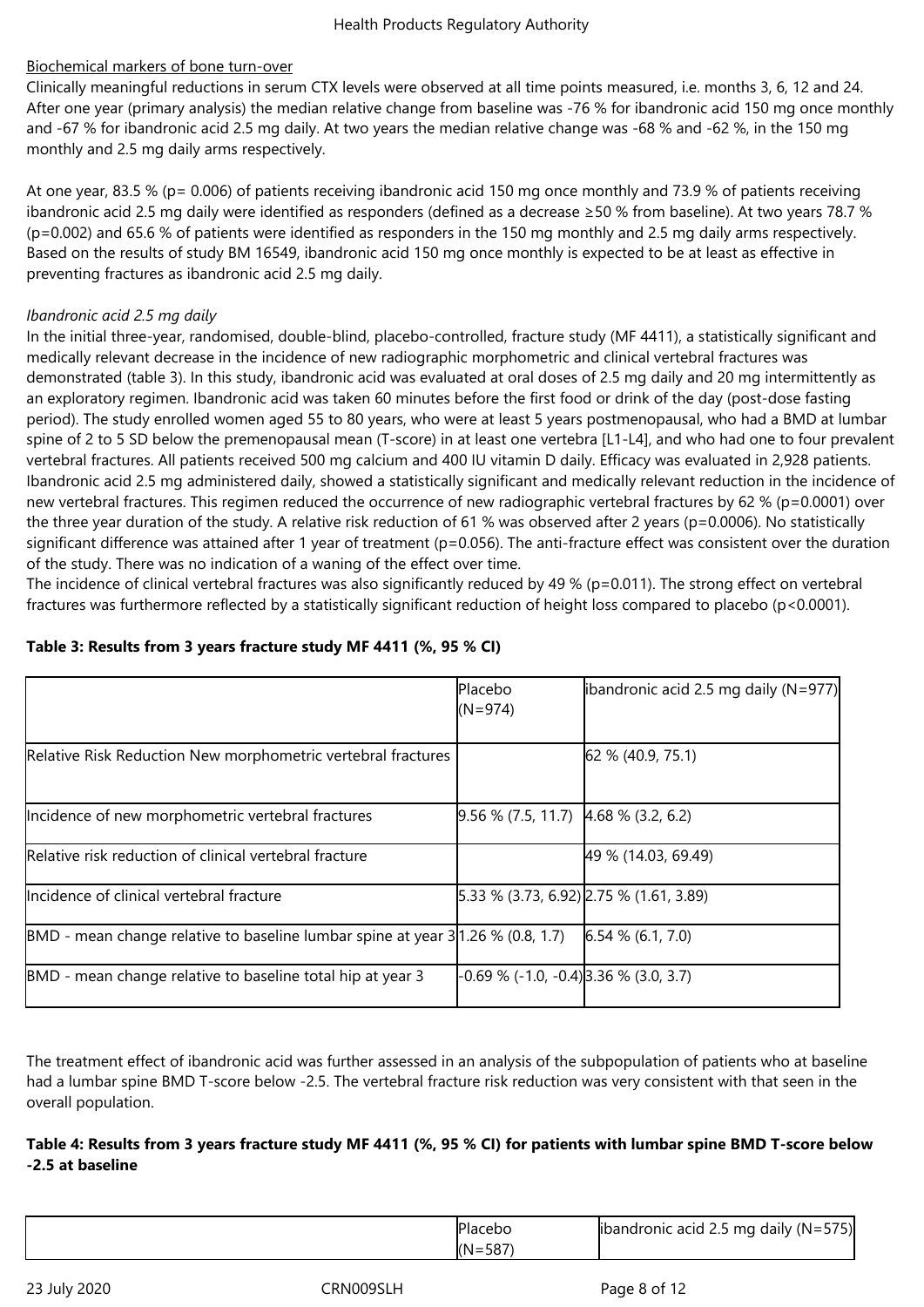Biochemical markers of bone turn-over

Clinically meaningful reductions in serum CTX levels were observed at all time points measured, i.e. months 3, 6, 12 and 24. After one year (primary analysis) the median relative change from baseline was -76 % for ibandronic acid 150 mg once monthly and -67 % for ibandronic acid 2.5 mg daily. At two years the median relative change was -68 % and -62 %, in the 150 mg monthly and 2.5 mg daily arms respectively.

At one year, 83.5 % (p= 0.006) of patients receiving ibandronic acid 150 mg once monthly and 73.9 % of patients receiving ibandronic acid 2.5 mg daily were identified as responders (defined as a decrease ≥50 % from baseline). At two years 78.7 % (p=0.002) and 65.6 % of patients were identified as responders in the 150 mg monthly and 2.5 mg daily arms respectively. Based on the results of study BM 16549, ibandronic acid 150 mg once monthly is expected to be at least as effective in preventing fractures as ibandronic acid 2.5 mg daily.

*Ibandronic acid 2.5 mg daily*

In the initial three-year, randomised, double-blind, placebo-controlled, fracture study (MF 4411), a statistically significant and medically relevant decrease in the incidence of new radiographic morphometric and clinical vertebral fractures was demonstrated (table 3). In this study, ibandronic acid was evaluated at oral doses of 2.5 mg daily and 20 mg intermittently as an exploratory regimen. Ibandronic acid was taken 60 minutes before the first food or drink of the day (post-dose fasting period). The study enrolled women aged 55 to 80 years, who were at least 5 years postmenopausal, who had a BMD at lumbar spine of 2 to 5 SD below the premenopausal mean (T-score) in at least one vertebra [L1-L4], and who had one to four prevalent vertebral fractures. All patients received 500 mg calcium and 400 IU vitamin D daily. Efficacy was evaluated in 2,928 patients. Ibandronic acid 2.5 mg administered daily, showed a statistically significant and medically relevant reduction in the incidence of new vertebral fractures. This regimen reduced the occurrence of new radiographic vertebral fractures by 62 % (p=0.0001) over the three year duration of the study. A relative risk reduction of 61 % was observed after 2 years (p=0.0006). No statistically significant difference was attained after 1 year of treatment (p=0.056). The anti-fracture effect was consistent over the duration of the study. There was no indication of a waning of the effect over time.
The incidence of clinical vertebral fractures was also significantly reduced by 49 % (p=0.011). The strong effect on vertebral fractures was furthermore reflected by a statistically significant reduction of height loss compared to placebo (p<0.0001).

**Table 3: Results from 3 years fracture study MF 4411 (%, 95 % CI)**

| | Placebo (N=974) | ibandronic acid 2.5 mg daily (N=977) |
|---|---|---|
| Relative Risk Reduction New morphometric vertebral fractures | | 62 % (40.9, 75.1) |
| Incidence of new morphometric vertebral fractures | 9.56 % (7.5, 11.7) | 4.68 % (3.2, 6.2) |
| Relative risk reduction of clinical vertebral fracture | | 49 % (14.03, 69.49) |
| Incidence of clinical vertebral fracture | 5.33 % (3.73, 6.92) | 2.75 % (1.61, 3.89) |
| BMD - mean change relative to baseline lumbar spine at year 3 | 1.26 % (0.8, 1.7) | 6.54 % (6.1, 7.0) |
| BMD - mean change relative to baseline total hip at year 3 | -0.69 % (-1.0, -0.4) | 3.36 % (3.0, 3.7) |

The treatment effect of ibandronic acid was further assessed in an analysis of the subpopulation of patients who at baseline had a lumbar spine BMD T-score below -2.5. The vertebral fracture risk reduction was very consistent with that seen in the overall population.

**Table 4: Results from 3 years fracture study MF 4411 (%, 95 % CI) for patients with lumbar spine BMD T-score below -2.5 at baseline**

| | Placebo (N=587) | ibandronic acid 2.5 mg daily (N=575) |
|---|---|---|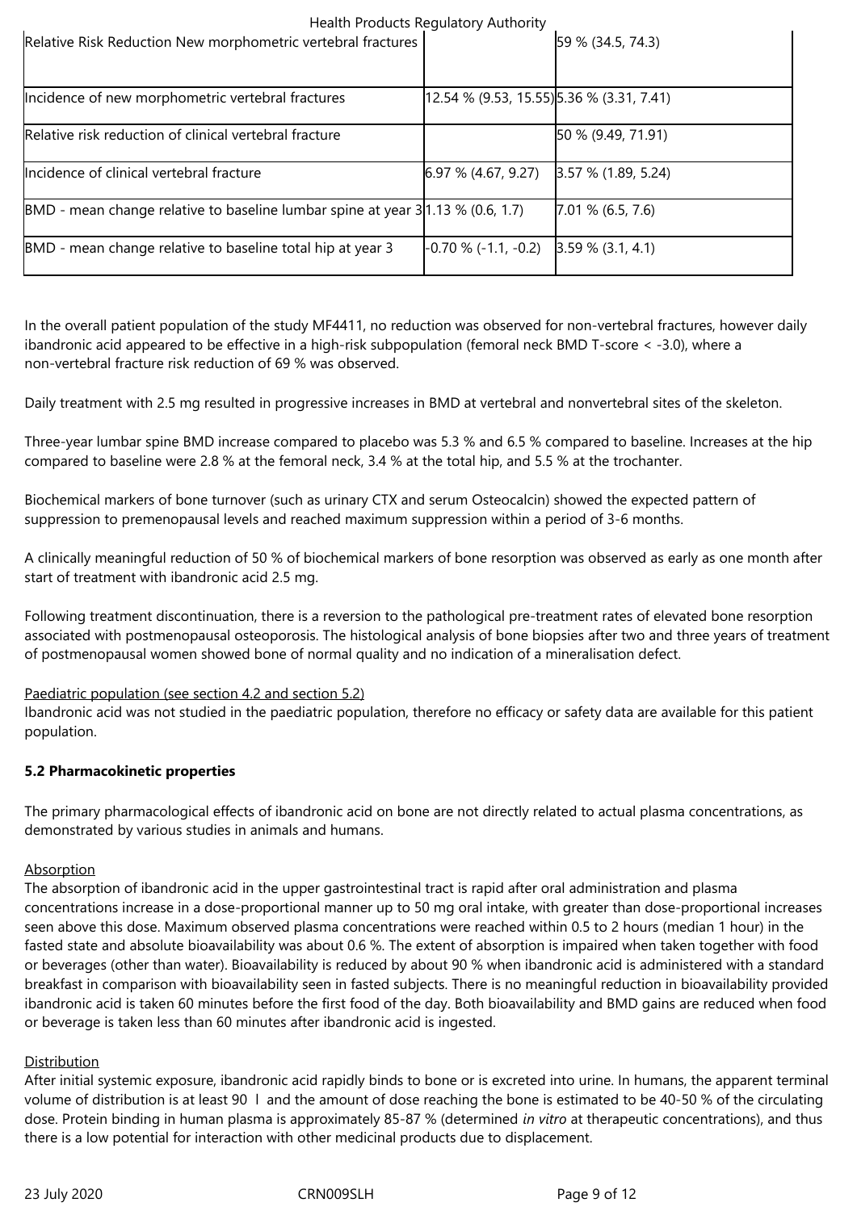| | | |
|---|---|---|
| Relative Risk Reduction New morphometric vertebral fractures | | 59 % (34.5, 74.3) |
| Incidence of new morphometric vertebral fractures | 12.54 % (9.53, 15.55) | 5.36 % (3.31, 7.41) |
| Relative risk reduction of clinical vertebral fracture | | 50 % (9.49, 71.91) |
| Incidence of clinical vertebral fracture | 6.97 % (4.67, 9.27) | 3.57 % (1.89, 5.24) |
| BMD - mean change relative to baseline lumbar spine at year 3 | 1.13 % (0.6, 1.7) | 7.01 % (6.5, 7.6) |
| BMD - mean change relative to baseline total hip at year 3 | -0.70 % (-1.1, -0.2) | 3.59 % (3.1, 4.1) |

In the overall patient population of the study MF4411, no reduction was observed for non-vertebral fractures, however daily ibandronic acid appeared to be effective in a high-risk subpopulation (femoral neck BMD T-score < -3.0), where a non-vertebral fracture risk reduction of 69 % was observed.

Daily treatment with 2.5 mg resulted in progressive increases in BMD at vertebral and nonvertebral sites of the skeleton.

Three-year lumbar spine BMD increase compared to placebo was 5.3 % and 6.5 % compared to baseline. Increases at the hip compared to baseline were 2.8 % at the femoral neck, 3.4 % at the total hip, and 5.5 % at the trochanter.

Biochemical markers of bone turnover (such as urinary CTX and serum Osteocalcin) showed the expected pattern of suppression to premenopausal levels and reached maximum suppression within a period of 3-6 months.

A clinically meaningful reduction of 50 % of biochemical markers of bone resorption was observed as early as one month after start of treatment with ibandronic acid 2.5 mg.

Following treatment discontinuation, there is a reversion to the pathological pre-treatment rates of elevated bone resorption associated with postmenopausal osteoporosis. The histological analysis of bone biopsies after two and three years of treatment of postmenopausal women showed bone of normal quality and no indication of a mineralisation defect.

Paediatric population (see section 4.2 and section 5.2)
Ibandronic acid was not studied in the paediatric population, therefore no efficacy or safety data are available for this patient population.

**5.2 Pharmacokinetic properties**

The primary pharmacological effects of ibandronic acid on bone are not directly related to actual plasma concentrations, as demonstrated by various studies in animals and humans.

Absorption
The absorption of ibandronic acid in the upper gastrointestinal tract is rapid after oral administration and plasma concentrations increase in a dose-proportional manner up to 50 mg oral intake, with greater than dose-proportional increases seen above this dose. Maximum observed plasma concentrations were reached within 0.5 to 2 hours (median 1 hour) in the fasted state and absolute bioavailability was about 0.6 %. The extent of absorption is impaired when taken together with food or beverages (other than water). Bioavailability is reduced by about 90 % when ibandronic acid is administered with a standard breakfast in comparison with bioavailability seen in fasted subjects. There is no meaningful reduction in bioavailability provided ibandronic acid is taken 60 minutes before the first food of the day. Both bioavailability and BMD gains are reduced when food or beverage is taken less than 60 minutes after ibandronic acid is ingested.

Distribution
After initial systemic exposure, ibandronic acid rapidly binds to bone or is excreted into urine. In humans, the apparent terminal volume of distribution is at least 90 l and the amount of dose reaching the bone is estimated to be 40-50 % of the circulating dose. Protein binding in human plasma is approximately 85-87 % (determined *in vitro* at therapeutic concentrations), and thus there is a low potential for interaction with other medicinal products due to displacement.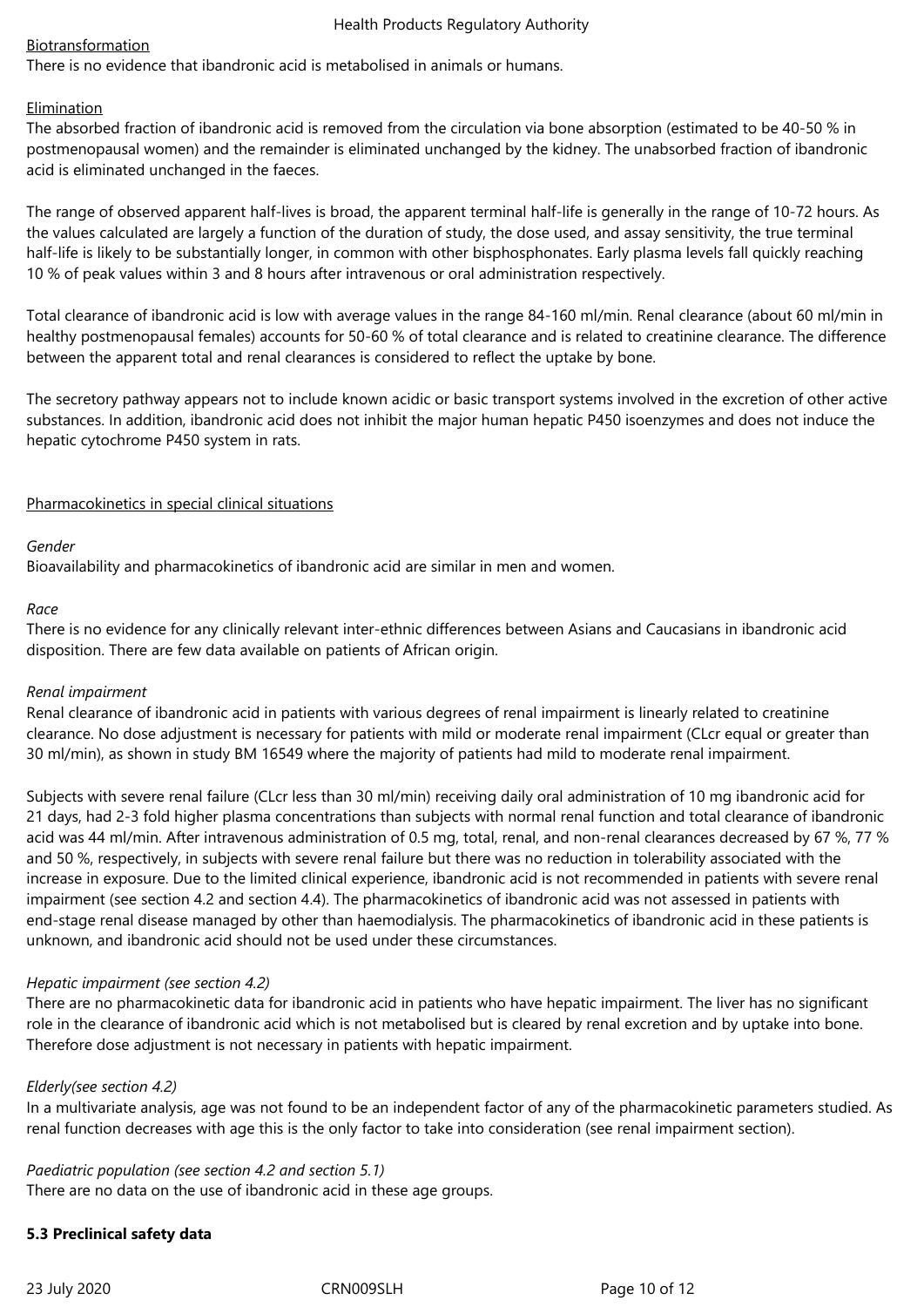Biotransformation

There is no evidence that ibandronic acid is metabolised in animals or humans.

Elimination

The absorbed fraction of ibandronic acid is removed from the circulation via bone absorption (estimated to be 40-50 % in postmenopausal women) and the remainder is eliminated unchanged by the kidney. The unabsorbed fraction of ibandronic acid is eliminated unchanged in the faeces.

The range of observed apparent half-lives is broad, the apparent terminal half-life is generally in the range of 10-72 hours. As the values calculated are largely a function of the duration of study, the dose used, and assay sensitivity, the true terminal half-life is likely to be substantially longer, in common with other bisphosphonates. Early plasma levels fall quickly reaching 10 % of peak values within 3 and 8 hours after intravenous or oral administration respectively.

Total clearance of ibandronic acid is low with average values in the range 84-160 ml/min. Renal clearance (about 60 ml/min in healthy postmenopausal females) accounts for 50-60 % of total clearance and is related to creatinine clearance. The difference between the apparent total and renal clearances is considered to reflect the uptake by bone.

The secretory pathway appears not to include known acidic or basic transport systems involved in the excretion of other active substances. In addition, ibandronic acid does not inhibit the major human hepatic P450 isoenzymes and does not induce the hepatic cytochrome P450 system in rats.

Pharmacokinetics in special clinical situations

*Gender*

Bioavailability and pharmacokinetics of ibandronic acid are similar in men and women.

*Race*

There is no evidence for any clinically relevant inter-ethnic differences between Asians and Caucasians in ibandronic acid disposition. There are few data available on patients of African origin.

*Renal impairment*

Renal clearance of ibandronic acid in patients with various degrees of renal impairment is linearly related to creatinine clearance. No dose adjustment is necessary for patients with mild or moderate renal impairment (CLcr equal or greater than 30 ml/min), as shown in study BM 16549 where the majority of patients had mild to moderate renal impairment.

Subjects with severe renal failure (CLcr less than 30 ml/min) receiving daily oral administration of 10 mg ibandronic acid for 21 days, had 2-3 fold higher plasma concentrations than subjects with normal renal function and total clearance of ibandronic acid was 44 ml/min. After intravenous administration of 0.5 mg, total, renal, and non-renal clearances decreased by 67 %, 77 % and 50 %, respectively, in subjects with severe renal failure but there was no reduction in tolerability associated with the increase in exposure. Due to the limited clinical experience, ibandronic acid is not recommended in patients with severe renal impairment (see section 4.2 and section 4.4). The pharmacokinetics of ibandronic acid was not assessed in patients with end-stage renal disease managed by other than haemodialysis. The pharmacokinetics of ibandronic acid in these patients is unknown, and ibandronic acid should not be used under these circumstances.

*Hepatic impairment (see section 4.2)*

There are no pharmacokinetic data for ibandronic acid in patients who have hepatic impairment. The liver has no significant role in the clearance of ibandronic acid which is not metabolised but is cleared by renal excretion and by uptake into bone. Therefore dose adjustment is not necessary in patients with hepatic impairment.

*Elderly(see section 4.2)*

In a multivariate analysis, age was not found to be an independent factor of any of the pharmacokinetic parameters studied. As renal function decreases with age this is the only factor to take into consideration (see renal impairment section).

*Paediatric population (see section 4.2 and section 5.1)*

There are no data on the use of ibandronic acid in these age groups.

**5.3 Preclinical safety data**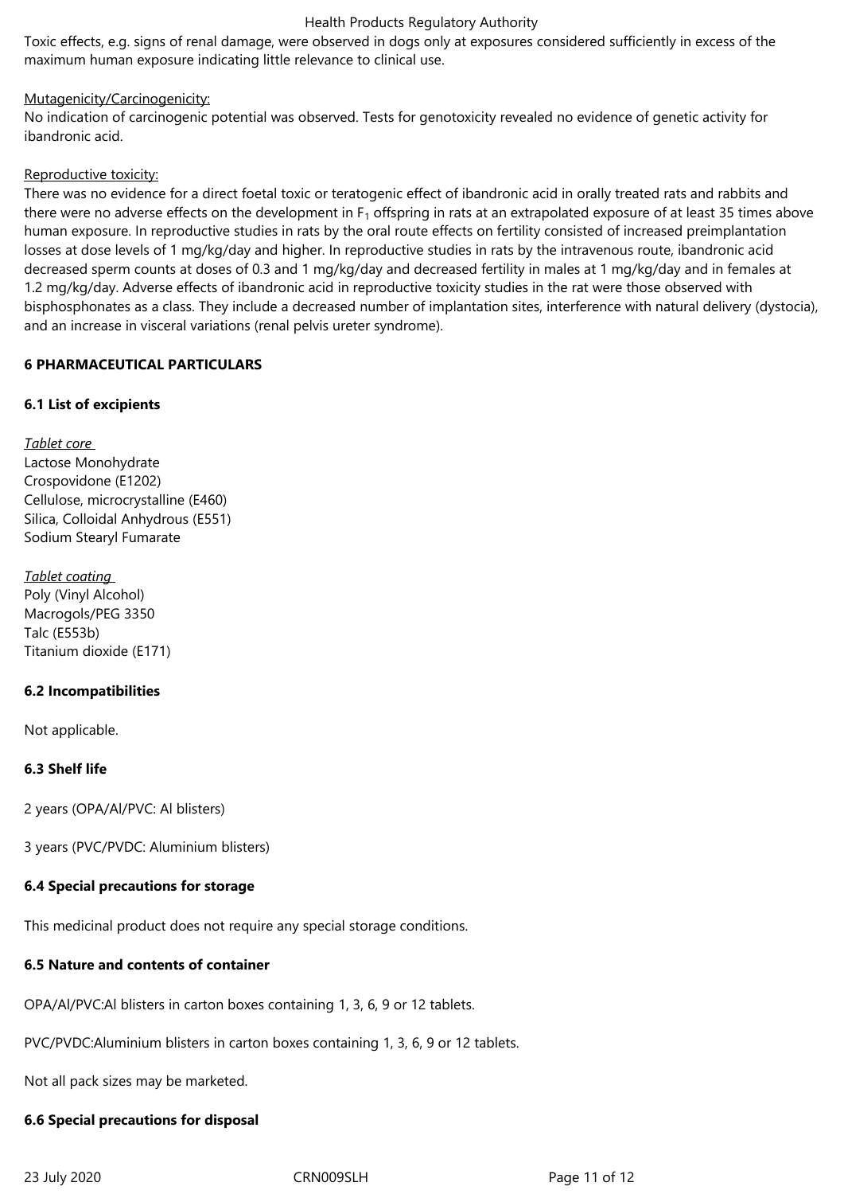Toxic effects, e.g. signs of renal damage, were observed in dogs only at exposures considered sufficiently in excess of the maximum human exposure indicating little relevance to clinical use.

Mutagenicity/Carcinogenicity:

No indication of carcinogenic potential was observed. Tests for genotoxicity revealed no evidence of genetic activity for ibandronic acid.

Reproductive toxicity:

There was no evidence for a direct foetal toxic or teratogenic effect of ibandronic acid in orally treated rats and rabbits and there were no adverse effects on the development in $F_1$ offspring in rats at an extrapolated exposure of at least 35 times above human exposure. In reproductive studies in rats by the oral route effects on fertility consisted of increased preimplantation losses at dose levels of 1 mg/kg/day and higher. In reproductive studies in rats by the intravenous route, ibandronic acid decreased sperm counts at doses of 0.3 and 1 mg/kg/day and decreased fertility in males at 1 mg/kg/day and in females at 1.2 mg/kg/day. Adverse effects of ibandronic acid in reproductive toxicity studies in the rat were those observed with bisphosphonates as a class. They include a decreased number of implantation sites, interference with natural delivery (dystocia), and an increase in visceral variations (renal pelvis ureter syndrome).

## 6 PHARMACEUTICAL PARTICULARS

### 6.1 List of excipients

*Tablet core*

Lactose Monohydrate
Crospovidone (E1202)
Cellulose, microcrystalline (E460)
Silica, Colloidal Anhydrous (E551)
Sodium Stearyl Fumarate

*Tablet coating*

Poly (Vinyl Alcohol)
Macrogols/PEG 3350
Talc (E553b)
Titanium dioxide (E171)

### 6.2 Incompatibilities

Not applicable.

### 6.3 Shelf life

2 years (OPA/Al/PVC: Al blisters)

3 years (PVC/PVDC: Aluminium blisters)

### 6.4 Special precautions for storage

This medicinal product does not require any special storage conditions.

### 6.5 Nature and contents of container

OPA/Al/PVC:Al blisters in carton boxes containing 1, 3, 6, 9 or 12 tablets.

PVC/PVDC:Aluminium blisters in carton boxes containing 1, 3, 6, 9 or 12 tablets.

Not all pack sizes may be marketed.

### 6.6 Special precautions for disposal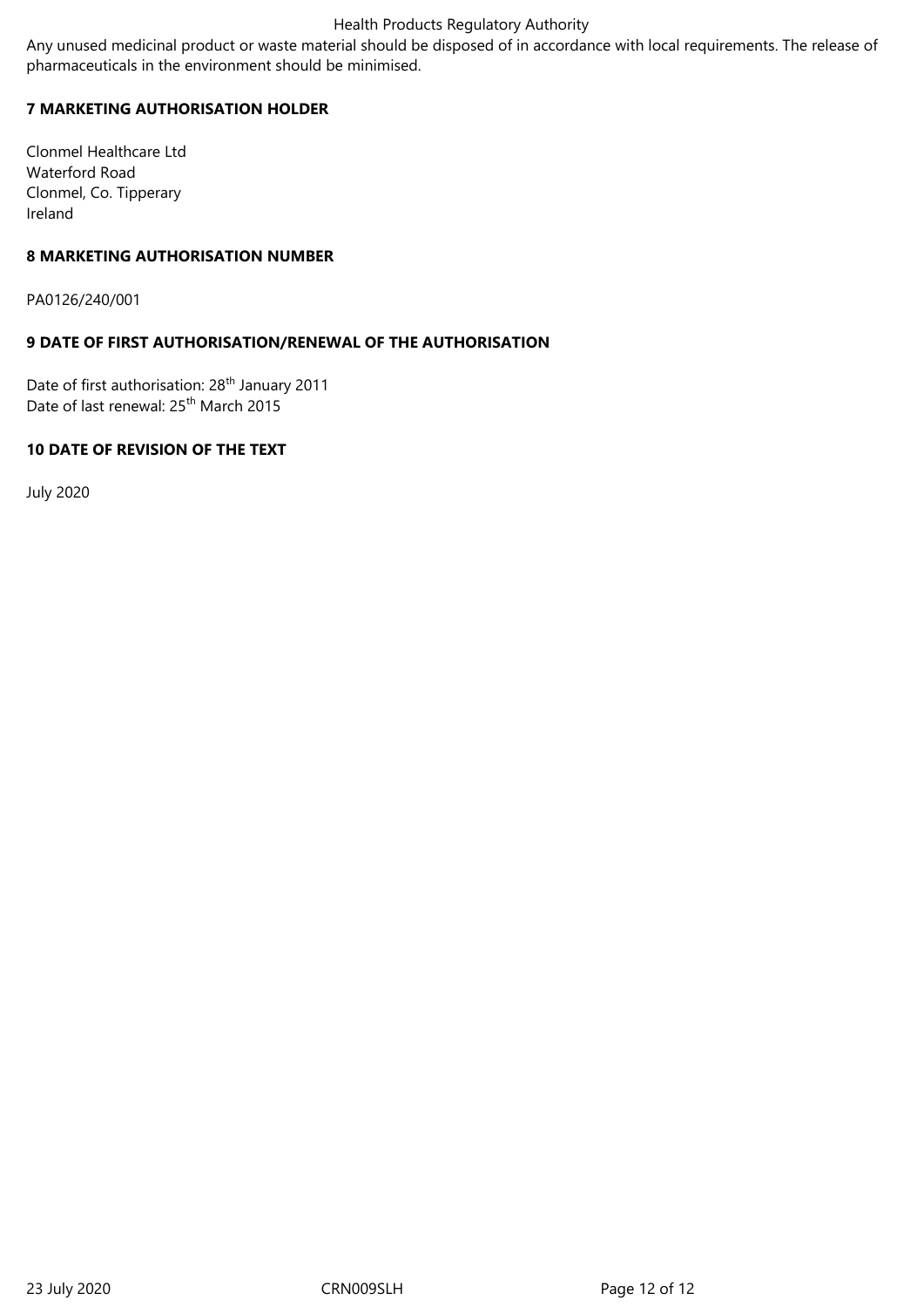Any unused medicinal product or waste material should be disposed of in accordance with local requirements. The release of pharmaceuticals in the environment should be minimised.

## 7 MARKETING AUTHORISATION HOLDER

Clonmel Healthcare Ltd
Waterford Road
Clonmel, Co. Tipperary
Ireland

## 8 MARKETING AUTHORISATION NUMBER

PA0126/240/001

## 9 DATE OF FIRST AUTHORISATION/RENEWAL OF THE AUTHORISATION

Date of first authorisation: 28th January 2011
Date of last renewal: 25th March 2015

## 10 DATE OF REVISION OF THE TEXT

July 2020